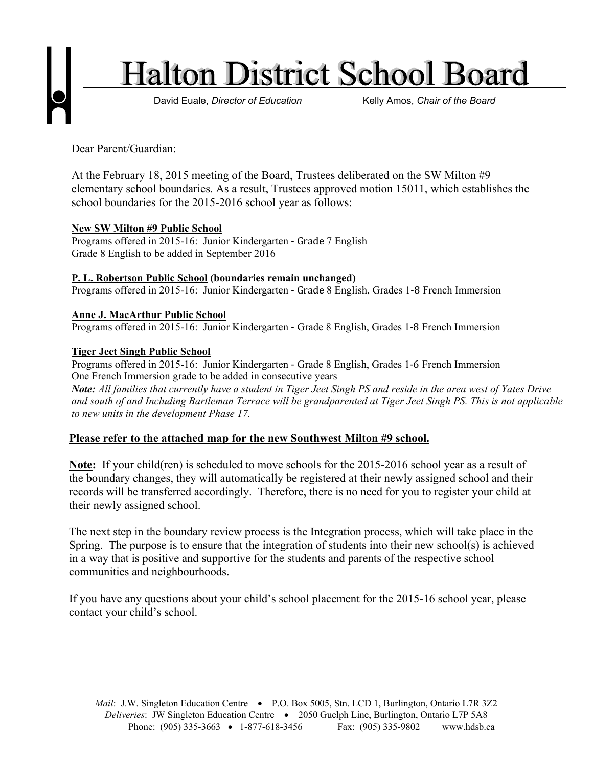# Halton District School Board

David Euale, *Director of Education* Kelly Amos, *Chair of the Board*

Dear Parent/Guardian:

At the February 18, 2015 meeting of the Board, Trustees deliberated on the SW Milton #9 elementary school boundaries. As a result, Trustees approved motion 15011, which establishes the school boundaries for the 2015-2016 school year as follows:

**New SW Milton #9 Public School**
Programs offered in 2015-16: Junior Kindergarten - Grade 7 English
Grade 8 English to be added in September 2016

**P. L. Robertson Public School (boundaries remain unchanged)**
Programs offered in 2015-16: Junior Kindergarten - Grade 8 English, Grades 1-8 French Immersion

**Anne J. MacArthur Public School**
Programs offered in 2015-16: Junior Kindergarten - Grade 8 English, Grades 1-8 French Immersion

**Tiger Jeet Singh Public School**
Programs offered in 2015-16: Junior Kindergarten - Grade 8 English, Grades 1-6 French Immersion
One French Immersion grade to be added in consecutive years
***Note:*** *All families that currently have a student in Tiger Jeet Singh PS and reside in the area west of Yates Drive and south of and Including Bartleman Terrace will be grandparented at Tiger Jeet Singh PS. This is not applicable to new units in the development Phase 17.*

**Please refer to the attached map for the new Southwest Milton #9 school.**

**Note:** If your child(ren) is scheduled to move schools for the 2015-2016 school year as a result of the boundary changes, they will automatically be registered at their newly assigned school and their records will be transferred accordingly. Therefore, there is no need for you to register your child at their newly assigned school.

The next step in the boundary review process is the Integration process, which will take place in the Spring. The purpose is to ensure that the integration of students into their new school(s) is achieved in a way that is positive and supportive for the students and parents of the respective school communities and neighbourhoods.

If you have any questions about your child's school placement for the 2015-16 school year, please contact your child's school.

*Mail*: J.W. Singleton Education Centre • P.O. Box 5005, Stn. LCD 1, Burlington, Ontario L7R 3Z2
*Deliveries*: JW Singleton Education Centre • 2050 Guelph Line, Burlington, Ontario L7P 5A8
Phone: (905) 335-3663 • 1-877-618-3456 Fax: (905) 335-9802 www.hdsb.ca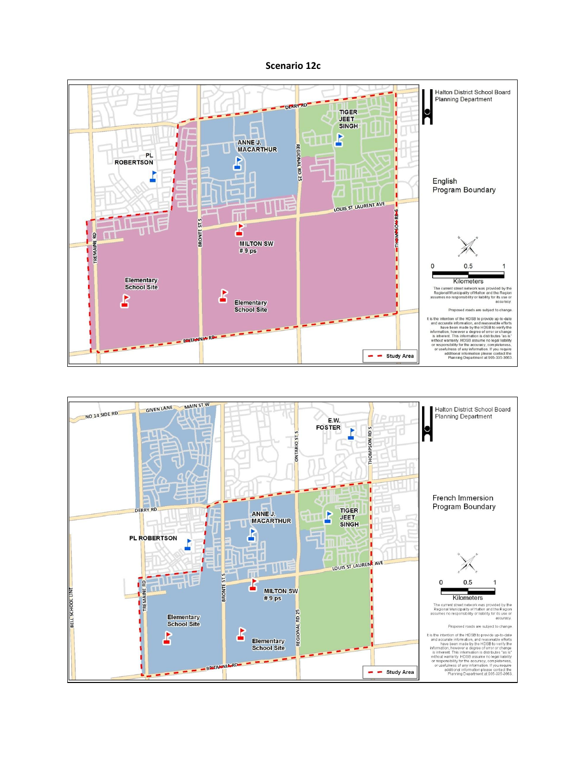# Scenario 12c

DERRY RD

TIGER JEET SINGH

ANNE J. MACARTHUR

PL ROBERTSON

REGIONAL RD 25

LOUIS ST LAURENT AVE

TREMAINE RD

BRONTE ST S

MILTON SW # 9 ps

THOMPSON RD S

Elementary School Site

Elementary School Site

BRITANNIA RD

Study Area

Halton District School Board Planning Department

English Program Boundary

0 0.5 1

Kilometers

The current street network was provided by the Regional Municipality of Halton and the Region assumes no responsibility or liability for its use or accuracy.

Proposed roads are subject to change.

It is the intention of the HDSB to provide up-to-date and accurate information, and reasonable efforts have been made by the HDSB to verify the information, however a degree of error or change is inherent. This information is distributes "as is" without warranty. HDSB assume no legal liability or responsibility for the accuracy, completeness, or usefulness of any information. If you require additional information please contact the Planning Department at 905-335-3663.

NO 14 SIDE RD

GIVEN LANE

MAIN ST W

E.W. FOSTER

ONTARIO ST S

THOMPSON RD S

DERRY RD

ANNE J. MACARTHUR

TIGER JEET SINGH

PL ROBERTSON

LOUIS ST LAURENT AVE

BELL SCHOOL LINE

TREMAINE RD

BRONTE ST S

MILTON SW # 9 ps

Elementary School Site

Elementary School Site

REGIONAL RD 25

BRITANNIA RD

Study Area

Halton District School Board Planning Department

French Immersion Program Boundary

0 0.5 1

Kilometers

The current street network was provided by the Regional Municipality of Halton and the Region assumes no responsibility or liability for its use or accuracy.

Proposed roads are subject to change.

It is the intention of the HDSB to provide up-to-date and accurate information, and reasonable efforts have been made by the HDSB to verify the information, however a degree of error or change is inherent. This information is distributes "as is" without warranty. HDSB assume no legal liability or responsibility for the accuracy, completeness, or usefulness of any information. If you require additional information please contact the Planning Department at 905-335-3663.